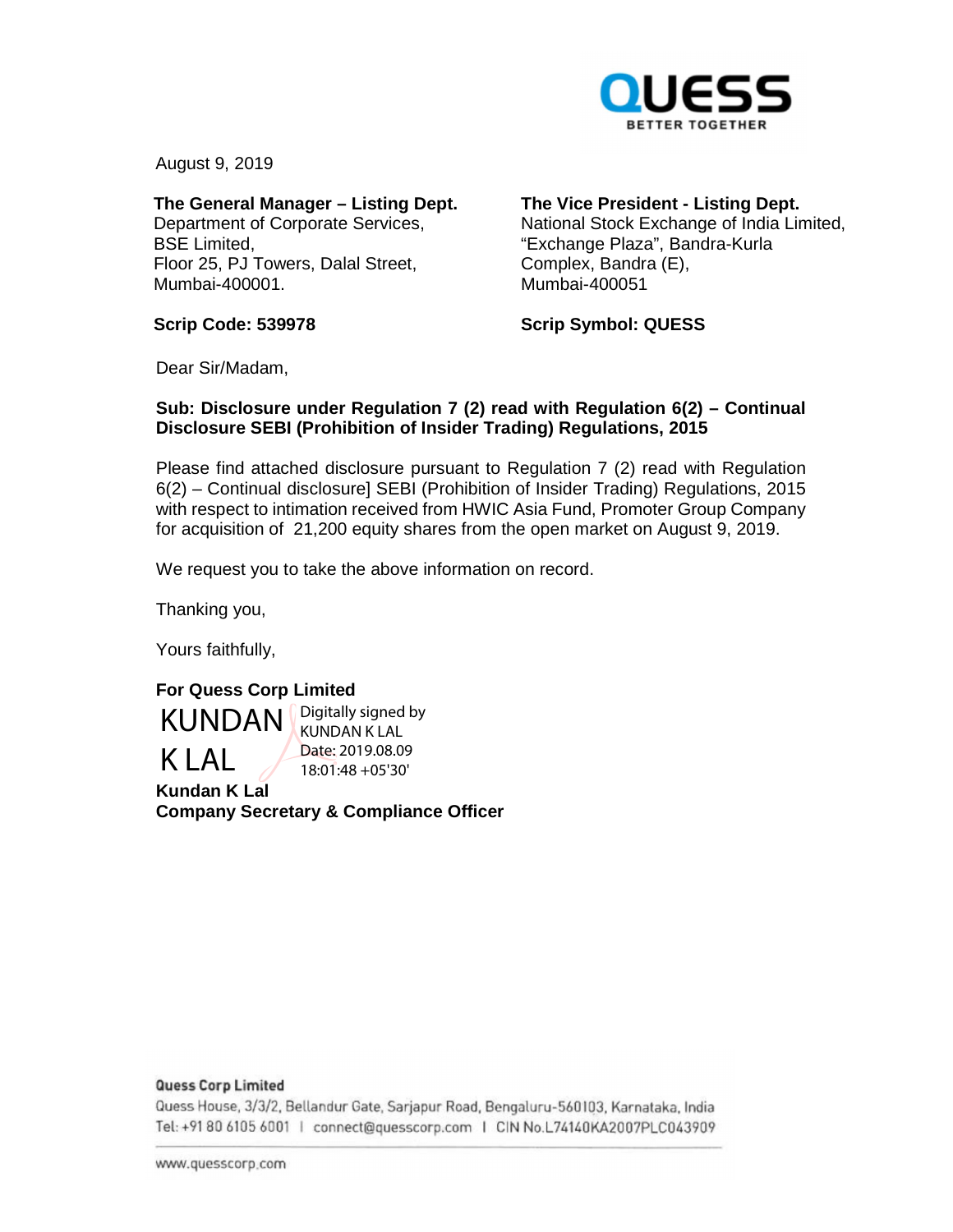QUESS
BETTER TOGETHER

August 9, 2019

**The General Manager – Listing Dept.**
Department of Corporate Services,
BSE Limited,
Floor 25, PJ Towers, Dalal Street,
Mumbai-400001.

**Scrip Code: 539978**

**The Vice President - Listing Dept.**
National Stock Exchange of India Limited,
"Exchange Plaza", Bandra-Kurla
Complex, Bandra (E),
Mumbai-400051

**Scrip Symbol: QUESS**

Dear Sir/Madam,

**Sub: Disclosure under Regulation 7 (2) read with Regulation 6(2) – Continual Disclosure SEBI (Prohibition of Insider Trading) Regulations, 2015**

Please find attached disclosure pursuant to Regulation 7 (2) read with Regulation 6(2) – Continual disclosure] SEBI (Prohibition of Insider Trading) Regulations, 2015 with respect to intimation received from HWIC Asia Fund, Promoter Group Company for acquisition of 21,200 equity shares from the open market on August 9, 2019.

We request you to take the above information on record.

Thanking you,

Yours faithfully,

**For Quess Corp Limited**

KUNDAN K LAL
Digitally signed by KUNDAN K LAL
Date: 2019.08.09 18:01:48 +05'30'

**Kundan K Lal**
**Company Secretary & Compliance Officer**

**Quess Corp Limited**
Quess House, 3/3/2, Bellandur Gate, Sarjapur Road, Bengaluru-560103, Karnataka, India
Tel: +91 80 6105 6001 | connect@quesscorp.com | CIN No.L74140KA2007PLC043909

www.quesscorp.com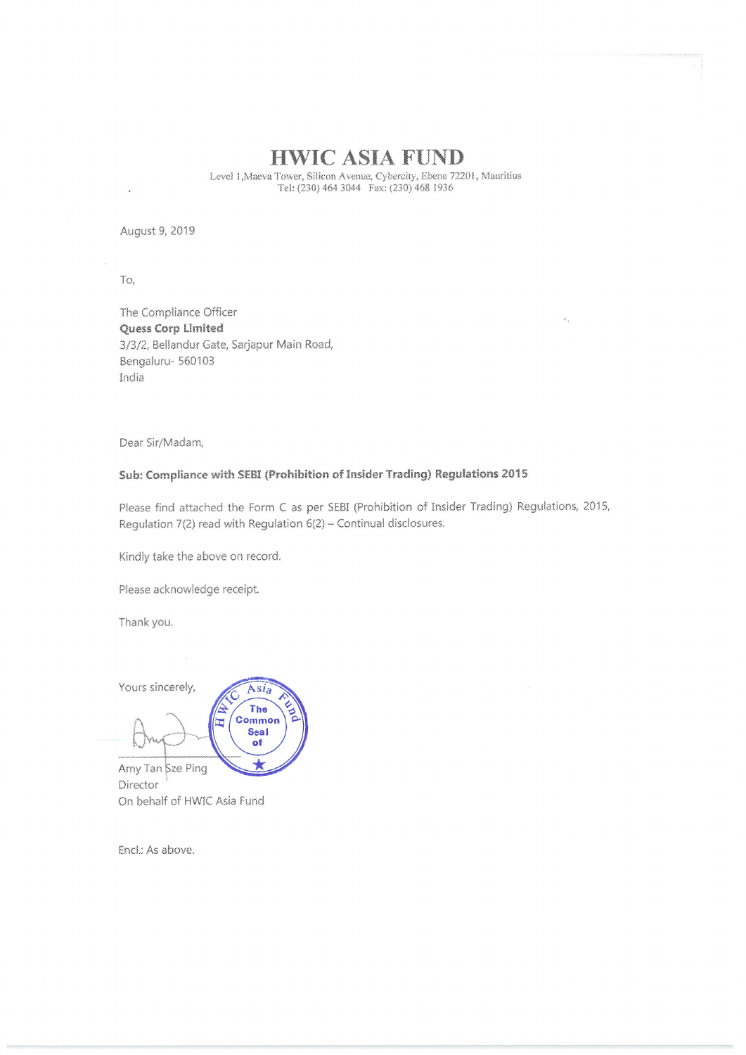# HWIC ASIA FUND

Level 1,Maeva Tower, Silicon Avenue, Cybercity, Ebene 72201, Mauritius
Tel: (230) 464 3044 Fax: (230) 468 1936

August 9, 2019

To,

The Compliance Officer
**Quess Corp Limited**
3/3/2, Bellandur Gate, Sarjapur Main Road,
Bengaluru- 560103
India

Dear Sir/Madam,

**Sub: Compliance with SEBI (Prohibition of Insider Trading) Regulations 2015**

Please find attached the Form C as per SEBI (Prohibition of Insider Trading) Regulations, 2015, Regulation 7(2) read with Regulation 6(2) – Continual disclosures.

Kindly take the above on record.

Please acknowledge receipt.

Thank you.

Yours sincerely,

HWIC Asia Fund The Common Seal of

Amy Tan Sze Ping
Director
On behalf of HWIC Asia Fund

Encl.: As above.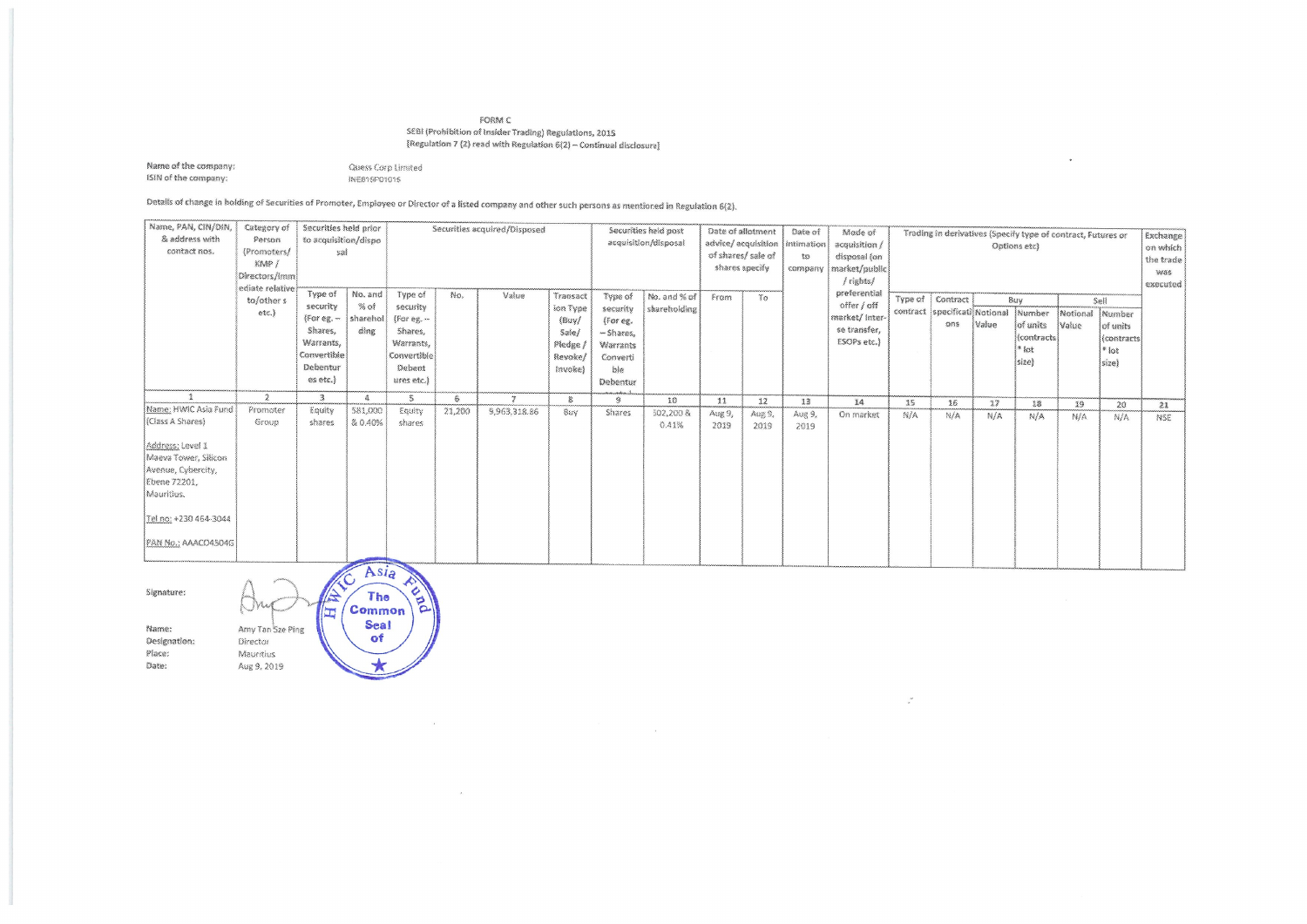FORM C
SEBI (Prohibition of Insider Trading) Regulations, 2015
[Regulation 7 (2) read with Regulation 6(2) – Continual disclosure]

Name of the company: Quess Corp Limited
ISIN of the company: INE615P01015

Details of change in holding of Securities of Promoter, Employee or Director of a listed company and other such persons as mentioned in Regulation 6(2).

| Name, PAN, CIN/DIN, & address with contact nos. | Category of Person (Promoters/ KMP / Directors/immediate relative to/others etc.) | Securities held prior to acquisition/disposal | | Securities acquired/Disposed | | | | Securities held post acquisition/disposal | | Date of allotment advice/ acquisition of shares/ sale of shares specify | | Date of intimation to company | Mode of acquisition / disposal (on market/public / rights/ preferential offer / off market/ Inter-se transfer, ESOPs etc.) | Trading in derivatives (Specify type of contract, Futures or Options etc) | | | | | | Exchange on which the trade was executed |
|---|---|---|---|---|---|---|---|---|---|---|---|---|---|---|---|---|---|---|---|---|
| | | Type of security (For eg. – Shares, Warrants, Convertible Debentures etc.) | No. and % of shareholding | Type of security (For eg. – Shares, Warrants, Convertible Debentures etc.) | No. | Value | Transaction Type (Buy/ Sale/ Pledge / Revoke/ Invoke) | Type of security (For eg. – Shares, Warrants Convertible Debentures etc.) | No. and % of shareholding | From | To | | | Type of contract | Contract specifications | Buy | | Sell | | |
| | | | | | | | | | | | | | | | | Notional Value | Number of units (contracts * lot size) | Notional Value | Number of units (contracts * lot size) | |
| 1 | 2 | 3 | 4 | 5 | 6 | 7 | 8 | 9 | 10 | 11 | 12 | 13 | 14 | 15 | 16 | 17 | 18 | 19 | 20 | 21 |
| Name: HWIC Asia Fund (Class A Shares)<br><br>Address: Level 1 Maeva Tower, Silicon Avenue, Cybercity, Ebene 72201, Mauritius.<br><br>Tel no: +230 464-3044<br><br>PAN No.: AAACD4504G | Promoter Group | Equity shares | 581,000 & 0.40% | Equity shares | 21,200 | 9,963,318.86 | Buy | Shares | 602,200 & 0.41% | Aug 9, 2019 | Aug 9, 2019 | Aug 9, 2019 | On market | N/A | N/A | N/A | N/A | N/A | N/A | NSE |

Signature:

Name: Amy Tan Sze Ping
Designation: Director
Place: Mauritius
Date: Aug 9, 2019

HWIC Asia Fund – The Common Seal of